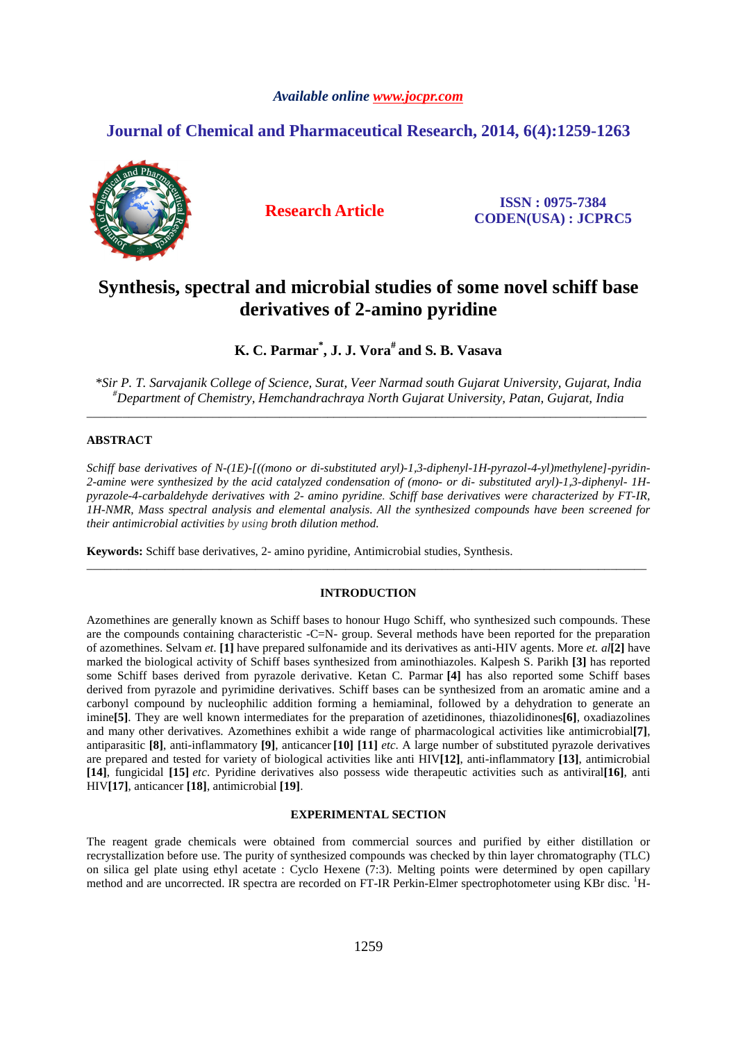*Available online www.jocpr.com*

## Journal of Chemical and Pharmaceutical Research, 2014, 6(4):1259-1263

**Research Article**

**ISSN : 0975-7384**
**CODEN(USA) : JCPRC5**

# Synthesis, spectral and microbial studies of some novel schiff base derivatives of 2-amino pyridine

**K. C. Parmar*, J. J. Vora# and S. B. Vasava**

*\*Sir P. T. Sarvajanik College of Science, Surat, Veer Narmad south Gujarat University, Gujarat, India*
*#Department of Chemistry, Hemchandrachraya North Gujarat University, Patan, Gujarat, India*

---

### ABSTRACT

*Schiff base derivatives of N-(1E)-[((mono or di-substituted aryl)-1,3-diphenyl-1H-pyrazol-4-yl)methylene]-pyridin-2-amine were synthesized by the acid catalyzed condensation of (mono- or di- substituted aryl)-1,3-diphenyl- 1H-pyrazole-4-carbaldehyde derivatives with 2- amino pyridine. Schiff base derivatives were characterized by FT-IR, 1H-NMR, Mass spectral analysis and elemental analysis. All the synthesized compounds have been screened for their antimicrobial activities by using broth dilution method.*

**Keywords:** Schiff base derivatives, 2- amino pyridine, Antimicrobial studies, Synthesis.

---

### INTRODUCTION

Azomethines are generally known as Schiff bases to honour Hugo Schiff, who synthesized such compounds. These are the compounds containing characteristic -C=N- group. Several methods have been reported for the preparation of azomethines. Selvam *et.* **[1]** have prepared sulfonamide and its derivatives as anti-HIV agents. More *et. al***[2]** have marked the biological activity of Schiff bases synthesized from aminothiazoles. Kalpesh S. Parikh **[3]** has reported some Schiff bases derived from pyrazole derivative. Ketan C. Parmar **[4]** has also reported some Schiff bases derived from pyrazole and pyrimidine derivatives. Schiff bases can be synthesized from an aromatic amine and a carbonyl compound by nucleophilic addition forming a hemiaminal, followed by a dehydration to generate an imine**[5]**. They are well known intermediates for the preparation of azetidinones, thiazolidinones**[6]**, oxadiazolines and many other derivatives. Azomethines exhibit a wide range of pharmacological activities like antimicrobial**[7]**, antiparasitic **[8]**, anti-inflammatory **[9]**, anticancer **[10]** **[11]** *etc.* A large number of substituted pyrazole derivatives are prepared and tested for variety of biological activities like anti HIV**[12]**, anti-inflammatory **[13]**, antimicrobial **[14]**, fungicidal **[15]** *etc*. Pyridine derivatives also possess wide therapeutic activities such as antiviral**[16]**, anti HIV**[17]**, anticancer **[18]**, antimicrobial **[19]**.

### EXPERIMENTAL SECTION

The reagent grade chemicals were obtained from commercial sources and purified by either distillation or recrystallization before use. The purity of synthesized compounds was checked by thin layer chromatography (TLC) on silica gel plate using ethyl acetate : Cyclo Hexene (7:3). Melting points were determined by open capillary method and are uncorrected. IR spectra are recorded on FT-IR Perkin-Elmer spectrophotometer using KBr disc. $^{1}$H-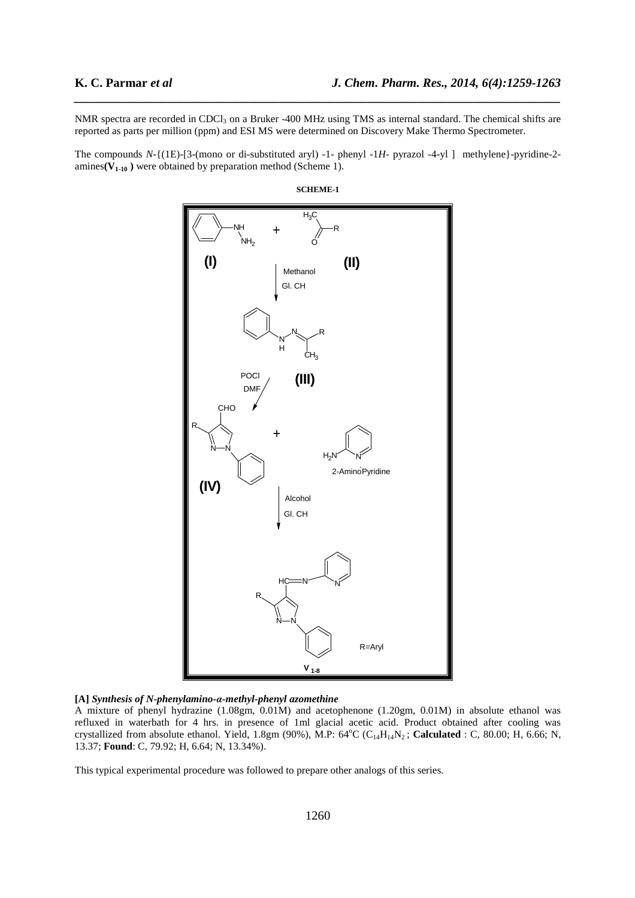NMR spectra are recorded in $CDCl_3$ on a Bruker -400 MHz using TMS as internal standard. The chemical shifts are reported as parts per million (ppm) and ESI MS were determined on Discovery Make Thermo Spectrometer.

The compounds *N*-{(1E)-[3-(mono or di-substituted aryl) -1- phenyl -1*H*- pyrazol -4-yl ] methylene}-pyridine-2-amines**($V_{1-10}$ )** were obtained by preparation method (Scheme 1).

**SCHEME-1**

**[A]** ***Synthesis of N-phenylamino-α-methyl-phenyl azomethine***

A mixture of phenyl hydrazine (1.08gm, 0.01M) and acetophenone (1.20gm, 0.01M) in absolute ethanol was refluxed in waterbath for 4 hrs. in presence of 1ml glacial acetic acid. Product obtained after cooling was crystallized from absolute ethanol. Yield, 1.8gm (90%), M.P: $64^{o}C$ ($C_{14}H_{14}N_2$ ; **Calculated** : C, 80.00; H, 6.66; N, 13.37; **Found**: C, 79.92; H, 6.64; N, 13.34%).

This typical experimental procedure was followed to prepare other analogs of this series.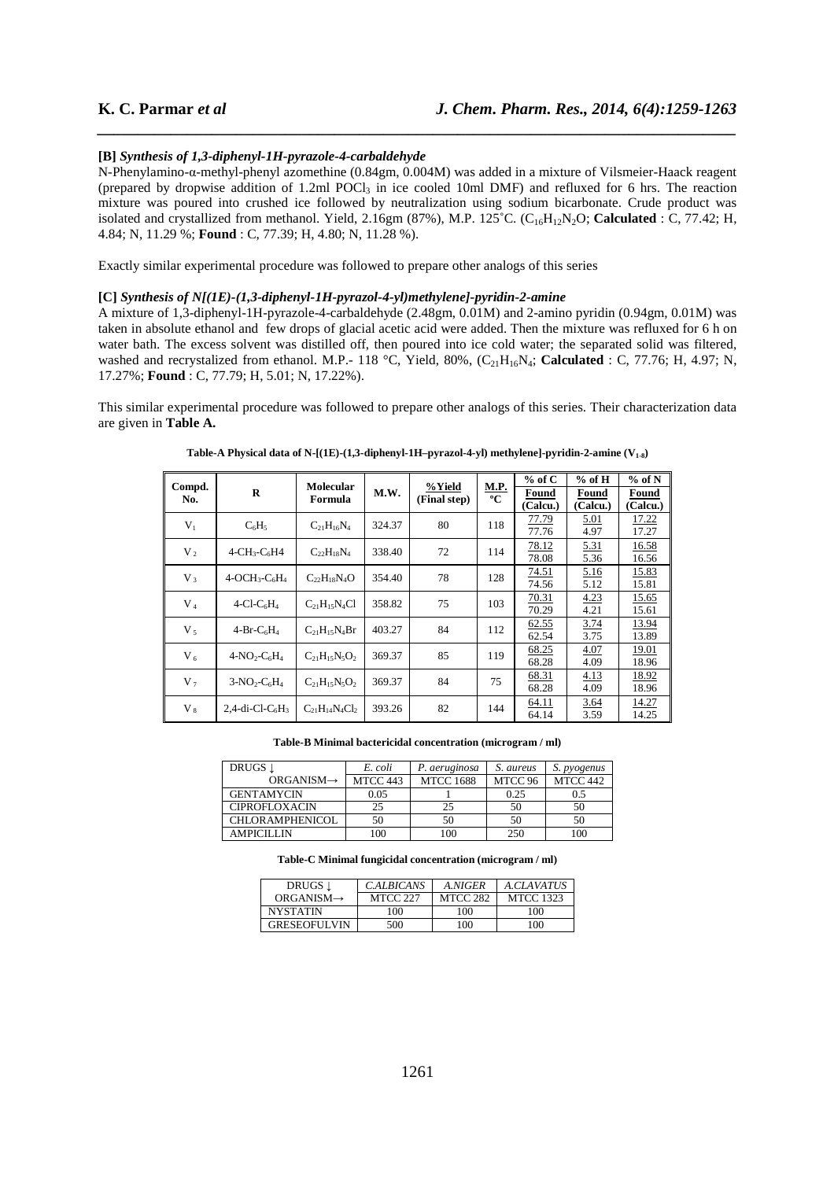**[B]** ***Synthesis of 1,3-diphenyl-1H-pyrazole-4-carbaldehyde***

N-Phenylamino-α-methyl-phenyl azomethine (0.84gm, 0.004M) was added in a mixture of Vilsmeier-Haack reagent (prepared by dropwise addition of 1.2ml $POCl_3$ in ice cooled 10ml DMF) and refluxed for 6 hrs. The reaction mixture was poured into crushed ice followed by neutralization using sodium bicarbonate. Crude product was isolated and crystallized from methanol. Yield, 2.16gm (87%), M.P. 125˚C. ($C_{16}H_{12}N_2O$; **Calculated** : C, 77.42; H, 4.84; N, 11.29 %; **Found** : C, 77.39; H, 4.80; N, 11.28 %).

Exactly similar experimental procedure was followed to prepare other analogs of this series

**[C]** ***Synthesis of N[(1E)-(1,3-diphenyl-1H-pyrazol-4-yl)methylene]-pyridin-2-amine***

A mixture of 1,3-diphenyl-1H-pyrazole-4-carbaldehyde (2.48gm, 0.01M) and 2-amino pyridin (0.94gm, 0.01M) was taken in absolute ethanol and few drops of glacial acetic acid were added. Then the mixture was refluxed for 6 h on water bath. The excess solvent was distilled off, then poured into ice cold water; the separated solid was filtered, washed and recrystalized from ethanol. M.P.- 118 °C, Yield, 80%, ($C_{21}H_{16}N_4$; **Calculated** : C, 77.76; H, 4.97; N, 17.27%; **Found** : C, 77.79; H, 5.01; N, 17.22%).

This similar experimental procedure was followed to prepare other analogs of this series. Their characterization data are given in **Table A.**

**Table-A Physical data of N-[(1E)-(1,3-diphenyl-1H–pyrazol-4-yl) methylene]-pyridin-2-amine ($V_{1-8}$)**

| Compd. No. | R | Molecular Formula | M.W. | %Yield (Final step) | M.P. °C | % of C Found (Calcu.) | % of H Found (Calcu.) | % of N Found (Calcu.) |
|---|---|---|---|---|---|---|---|---|
| $V_1$ | $C_6H_5$ | $C_{21}H_{16}N_4$ | 324.37 | 80 | 118 | 77.79 77.76 | 5.01 4.97 | 17.22 17.27 |
| $V_2$ | $4\text{-}CH_3\text{-}C_6H4$ | $C_{22}H_{18}N_4$ | 338.40 | 72 | 114 | 78.12 78.08 | 5.31 5.36 | 16.58 16.56 |
| $V_3$ | $4\text{-}OCH_3\text{-}C_6H_4$ | $C_{22}H_{18}N_4O$ | 354.40 | 78 | 128 | 74.51 74.56 | 5.16 5.12 | 15.83 15.81 |
| $V_4$ | $4\text{-}Cl\text{-}C_6H_4$ | $C_{21}H_{15}N_4Cl$ | 358.82 | 75 | 103 | 70.31 70.29 | 4.23 4.21 | 15.65 15.61 |
| $V_5$ | $4\text{-}Br\text{-}C_6H_4$ | $C_{21}H_{15}N_4Br$ | 403.27 | 84 | 112 | 62.55 62.54 | 3.74 3.75 | 13.94 13.89 |
| $V_6$ | $4\text{-}NO_2\text{-}C_6H_4$ | $C_{21}H_{15}N_5O_2$ | 369.37 | 85 | 119 | 68.25 68.28 | 4.07 4.09 | 19.01 18.96 |
| $V_7$ | $3\text{-}NO_2\text{-}C_6H_4$ | $C_{21}H_{15}N_5O_2$ | 369.37 | 84 | 75 | 68.31 68.28 | 4.13 4.09 | 18.92 18.96 |
| $V_8$ | $2,4\text{-di-}Cl\text{-}C_6H_3$ | $C_{21}H_{14}N_4Cl_2$ | 393.26 | 82 | 144 | 64.11 64.14 | 3.64 3.59 | 14.27 14.25 |

**Table-B Minimal bactericidal concentration (microgram / ml)**

| DRUGS ↓ ORGANISM→ | *E. coli* MTCC 443 | *P. aeruginosa* MTCC 1688 | *S. aureus* MTCC 96 | *S. pyogenus* MTCC 442 |
|---|---|---|---|---|
| GENTAMYCIN | 0.05 | 1 | 0.25 | 0.5 |
| CIPROFLOXACIN | 25 | 25 | 50 | 50 |
| CHLORAMPHENICOL | 50 | 50 | 50 | 50 |
| AMPICILLIN | 100 | 100 | 250 | 100 |

**Table-C Minimal fungicidal concentration (microgram / ml)**

| DRUGS ↓ ORGANISM→ | *C.ALBICANS* MTCC 227 | *A.NIGER* MTCC 282 | *A.CLAVATUS* MTCC 1323 |
|---|---|---|---|
| NYSTATIN | 100 | 100 | 100 |
| GRESEOFULVIN | 500 | 100 | 100 |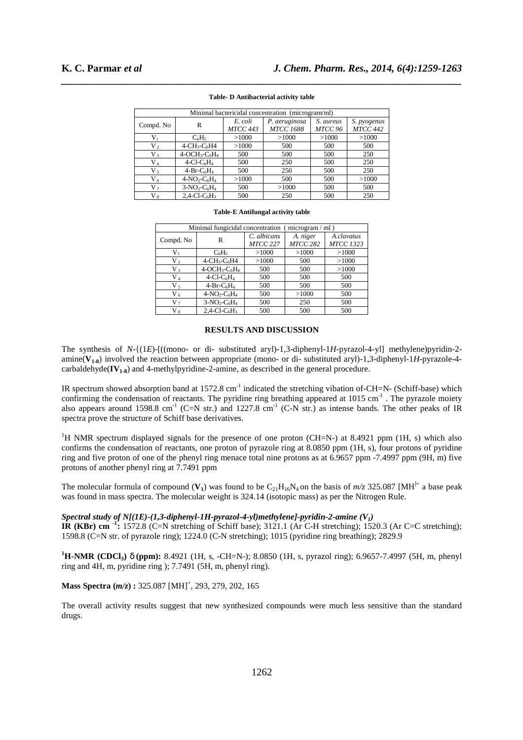**Table- D Antibacterial activity table**

| Minimal bactericidal concentration (microgram/ml) | | | | | |
|---|---|---|---|---|---|
| Compd. No | R | *E. coli MTCC 443* | *P. aeruginosa MTCC 1688* | *S. aureus MTCC 96* | *S. pyogenus MTCC 442* |
| $V_1$ | $C_6H_5$ | >1000 | >1000 | >1000 | >1000 |
| $V_2$ | 4-$CH_3$-$C_6H4$ | >1000 | 500 | 500 | 500 |
| $V_3$ | 4-$OCH_3$-$C_6H_4$ | 500 | 500 | 500 | 250 |
| $V_4$ | 4-Cl-$C_6H_4$ | 500 | 250 | 500 | 250 |
| $V_5$ | 4-Br-$C_6H_4$ | 500 | 250 | 500 | 250 |
| $V_6$ | 4-$NO_2$-$C_6H_4$ | >1000 | 500 | 500 | >1000 |
| $V_7$ | 3-$NO_2$-$C_6H_4$ | 500 | >1000 | 500 | 500 |
| $V_8$ | 2,4-Cl-$C_6H_3$ | 500 | 250 | 500 | 250 |

**Table-E Antifungal activity table**

| Minimal fungicidal concentration ( microgram / ml ) | | | | |
|---|---|---|---|---|
| Compd. No | R | *C. albicans MTCC 227* | *A. niger MTCC 282* | *A.clavatus MTCC 1323* |
| $V_1$ | $C_6H_5$ | >1000 | >1000 | >1000 |
| $V_2$ | 4-$CH_3$-$C_6H4$ | >1000 | 500 | >1000 |
| $V_3$ | 4-$OCH_3$-$C_6H_4$ | 500 | 500 | >1000 |
| $V_4$ | 4-Cl-$C_6H_4$ | 500 | 500 | 500 |
| $V_5$ | 4-Br-$C_6H_4$ | 500 | 500 | 500 |
| $V_6$ | 4-$NO_2$-$C_6H_4$ | 500 | >1000 | 500 |
| $V_7$ | 3-$NO_2$-$C_6H_4$ | 500 | 250 | 500 |
| $V_8$ | 2,4-Cl-$C_6H_3$ | 500 | 500 | 500 |

## RESULTS AND DISCUSSION

The synthesis of *N*-{(1*E*)-[((mono- or di- substituted aryl)-1,3-diphenyl-1*H*-pyrazol-4-yl] methylene)pyridin-2-amine(**$V_{1-8}$**) involved the reaction between appropriate (mono- or di- substituted aryl)-1,3-diphenyl-1*H*-pyrazole-4-carbaldehyde(**$IV_{1-8}$**) and 4-methylpyridine-2-amine, as described in the general procedure.

IR spectrum showed absorption band at 1572.8 $cm^{-1}$ indicated the stretching vibration of-CH=N- (Schiff-base) which confirming the condensation of reactants. The pyridine ring breathing appeared at 1015 $cm^{-1}$ . The pyrazole moiety also appears around 1598.8 $cm^{-1}$ (C=N str.) and 1227.8 $cm^{-1}$ (C-N str.) as intense bands. The other peaks of IR spectra prove the structure of Schiff base derivatives.

$^1$H NMR spectrum displayed signals for the presence of one proton (CH=N-) at 8.4921 ppm (1H, s) which also confirms the condensation of reactants, one proton of pyrazole ring at 8.0850 ppm (1H, s), four protons of pyridine ring and five proton of one of the phenyl ring menace total nine protons as at 6.9657 ppm -7.4997 ppm (9H, m) five protons of another phenyl ring at 7.7491 ppm

The molecular formula of compound (**$V_1$**) was found to be $C_{21}H_{16}N_4$ on the basis of *m/z* 325.087 $[MH]^+$ a base peak was found in mass spectra. The molecular weight is 324.14 (isotopic mass) as per the Nitrogen Rule.

***Spectral study of N[(1E)-(1,3-diphenyl-1H-pyrazol-4-yl)methylene]-pyridin-2-amine ($V_1$)***

**IR (KBr) $cm^{-1}$:** 1572.8 (C=N stretching of Schiff base); 3121.1 (Ar C-H stretching); 1520.3 (Ar C=C stretching); 1598.8 (C=N str. of pyrazole ring); 1224.0 (C-N stretching); 1015 (pyridine ring breathing); 2829.9

**$^1$H-NMR ($CDCl_3$) δ (ppm):** 8.4921 (1H, s, -CH=N-); 8.0850 (1H, s, pyrazol ring); 6.9657-7.4997 (5H, m, phenyl ring and 4H, m, pyridine ring ); 7.7491 (5H, m, phenyl ring).

**Mass Spectra (*m/z*) :** 325.087 $[MH]^+$, 293, 279, 202, 165

The overall activity results suggest that new synthesized compounds were much less sensitive than the standard drugs.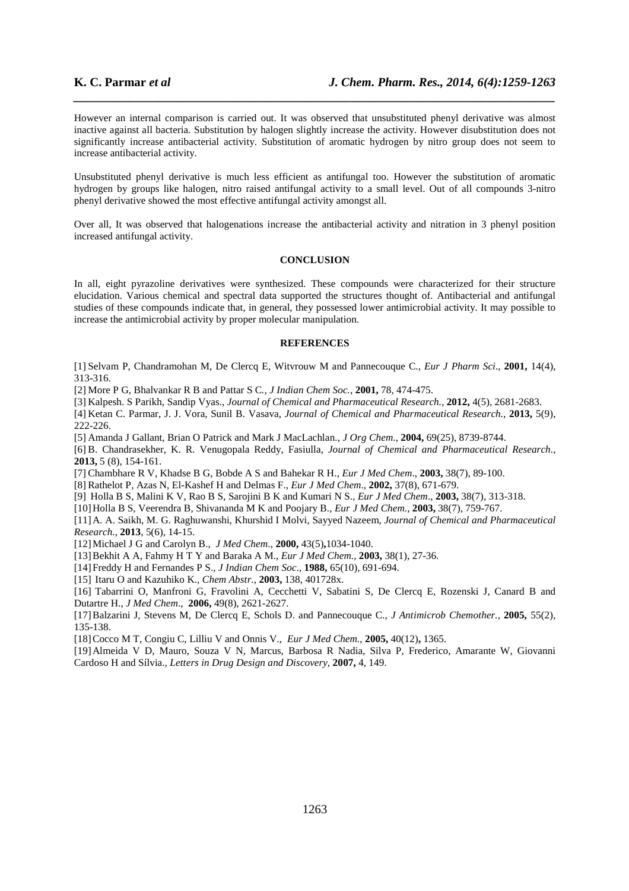However an internal comparison is carried out. It was observed that unsubstituted phenyl derivative was almost inactive against all bacteria. Substitution by halogen slightly increase the activity. However disubstitution does not significantly increase antibacterial activity. Substitution of aromatic hydrogen by nitro group does not seem to increase antibacterial activity.

Unsubstituted phenyl derivative is much less efficient as antifungal too. However the substitution of aromatic hydrogen by groups like halogen, nitro raised antifungal activity to a small level. Out of all compounds 3-nitro phenyl derivative showed the most effective antifungal activity amongst all.

Over all, It was observed that halogenations increase the antibacterial activity and nitration in 3 phenyl position increased antifungal activity.

## CONCLUSION

In all, eight pyrazoline derivatives were synthesized. These compounds were characterized for their structure elucidation. Various chemical and spectral data supported the structures thought of. Antibacterial and antifungal studies of these compounds indicate that, in general, they possessed lower antimicrobial activity. It may possible to increase the antimicrobial activity by proper molecular manipulation.

## REFERENCES

[1] Selvam P, Chandramohan M, De Clercq E, Witvrouw M and Pannecouque C., *Eur J Pharm Sci*., **2001,** 14(4), 313-316.

[2] More P G, Bhalvankar R B and Pattar S C., *J Indian Chem Soc.*, **2001,** 78, 474-475.

[3] Kalpesh. S Parikh, Sandip Vyas., *Journal of Chemical and Pharmaceutical Research.*, **2012,** 4(5), 2681-2683.

[4] Ketan C. Parmar, J. J. Vora, Sunil B. Vasava, *Journal of Chemical and Pharmaceutical Research.*, **2013,** 5(9), 222-226.

[5] Amanda J Gallant, Brian O Patrick and Mark J MacLachlan., *J Org Chem*., **2004,** 69(25), 8739-8744.

[6] B. Chandrasekher, K. R. Venugopala Reddy, Fasiulla, *Journal of Chemical and Pharmaceutical Research.*, **2013,** 5 (8), 154-161.

[7] Chambhare R V, Khadse B G, Bobde A S and Bahekar R H., *Eur J Med Chem*., **2003,** 38(7), 89-100.

[8] Rathelot P, Azas N, El-Kashef H and Delmas F., *Eur J Med Chem*., **2002,** 37(8), 671-679.

[9] Holla B S, Malini K V, Rao B S, Sarojini B K and Kumari N S., *Eur J Med Chem*., **2003,** 38(7), 313-318.

[10] Holla B S, Veerendra B, Shivananda M K and Poojary B., *Eur J Med Chem.*, **2003,** 38(7), 759-767.

[11] A. A. Saikh, M. G. Raghuwanshi, Khurshid I Molvi, Sayyed Nazeem, *Journal of Chemical and Pharmaceutical Research.*, **2013**, 5(6), 14-15.

[12] Michael J G and Carolyn B., *J Med Chem*., **2000,** 43(5)**,**1034-1040.

[13] Bekhit A A, Fahmy H T Y and Baraka A M., *Eur J Med Chem*., **2003,** 38(1), 27-36.

[14] Freddy H and Fernandes P S., *J Indian Chem Soc*., **1988,** 65(10), 691-694.

[15] Itaru O and Kazuhiko K., *Chem Abstr.*, **2003,** 138, 401728x.

[16] Tabarrini O, Manfroni G, Fravolini A, Cecchetti V, Sabatini S, De Clercq E, Rozenski J, Canard B and Dutartre H., *J Med Chem*., **2006,** 49(8), 2621-2627.

[17] Balzarini J, Stevens M, De Clercq E, Schols D. and Pannecouque C., *J Antimicrob Chemother.*, **2005,** 55(2), 135-138.

[18] Cocco M T, Congiu C, Lilliu V and Onnis V., *Eur J Med Chem.*, **2005,** 40(12)**,** 1365.

[19] Almeida V D, Mauro, Souza V N, Marcus, Barbosa R Nadia, Silva P, Frederico, Amarante W, Giovanni Cardoso H and Sílvia., *Letters in Drug Design and Discovery*, **2007,** 4, 149.